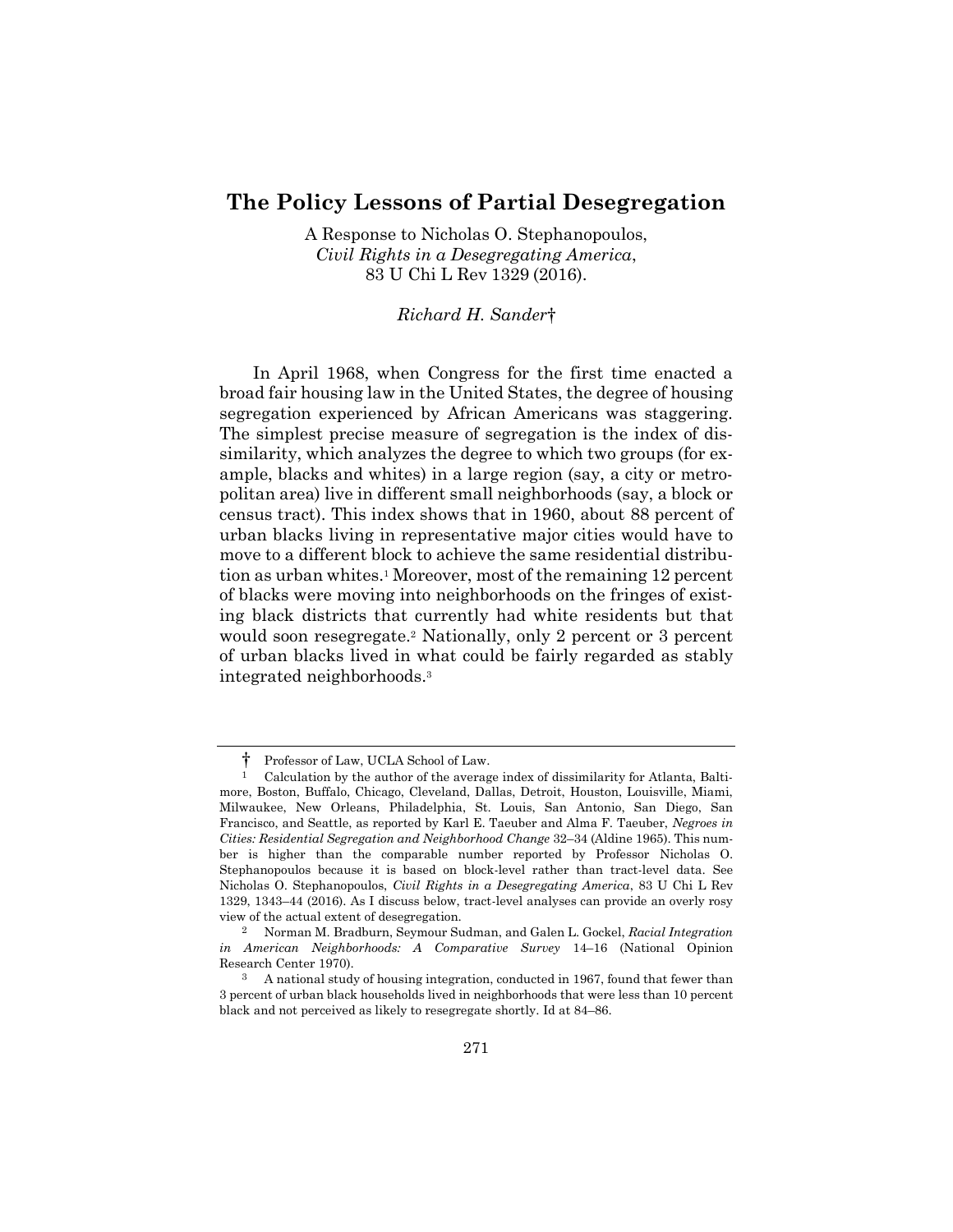# The Policy Lessons of Partial Desegregation

A Response to Nicholas O. Stephanopoulos, *Civil Rights in a Desegregating America*, 83 U Chi L Rev 1329 (2016).

*Richard H. Sander*†

In April 1968, when Congress for the first time enacted a broad fair housing law in the United States, the degree of housing segregation experienced by African Americans was staggering. The simplest precise measure of segregation is the index of dissimilarity, which analyzes the degree to which two groups (for example, blacks and whites) in a large region (say, a city or metropolitan area) live in different small neighborhoods (say, a block or census tract). This index shows that in 1960, about 88 percent of urban blacks living in representative major cities would have to move to a different block to achieve the same residential distribution as urban whites.[1] Moreover, most of the remaining 12 percent of blacks were moving into neighborhoods on the fringes of existing black districts that currently had white residents but that would soon resegregate.[2] Nationally, only 2 percent or 3 percent of urban blacks lived in what could be fairly regarded as stably integrated neighborhoods.[3]

---

† Professor of Law, UCLA School of Law.

[1] Calculation by the author of the average index of dissimilarity for Atlanta, Baltimore, Boston, Buffalo, Chicago, Cleveland, Dallas, Detroit, Houston, Louisville, Miami, Milwaukee, New Orleans, Philadelphia, St. Louis, San Antonio, San Diego, San Francisco, and Seattle, as reported by Karl E. Taeuber and Alma F. Taeuber, *Negroes in Cities: Residential Segregation and Neighborhood Change* 32–34 (Aldine 1965). This number is higher than the comparable number reported by Professor Nicholas O. Stephanopoulos because it is based on block-level rather than tract-level data. See Nicholas O. Stephanopoulos, *Civil Rights in a Desegregating America*, 83 U Chi L Rev 1329, 1343–44 (2016). As I discuss below, tract-level analyses can provide an overly rosy view of the actual extent of desegregation.

[2] Norman M. Bradburn, Seymour Sudman, and Galen L. Gockel, *Racial Integration in American Neighborhoods: A Comparative Survey* 14–16 (National Opinion Research Center 1970).

[3] A national study of housing integration, conducted in 1967, found that fewer than 3 percent of urban black households lived in neighborhoods that were less than 10 percent black and not perceived as likely to resegregate shortly. Id at 84–86.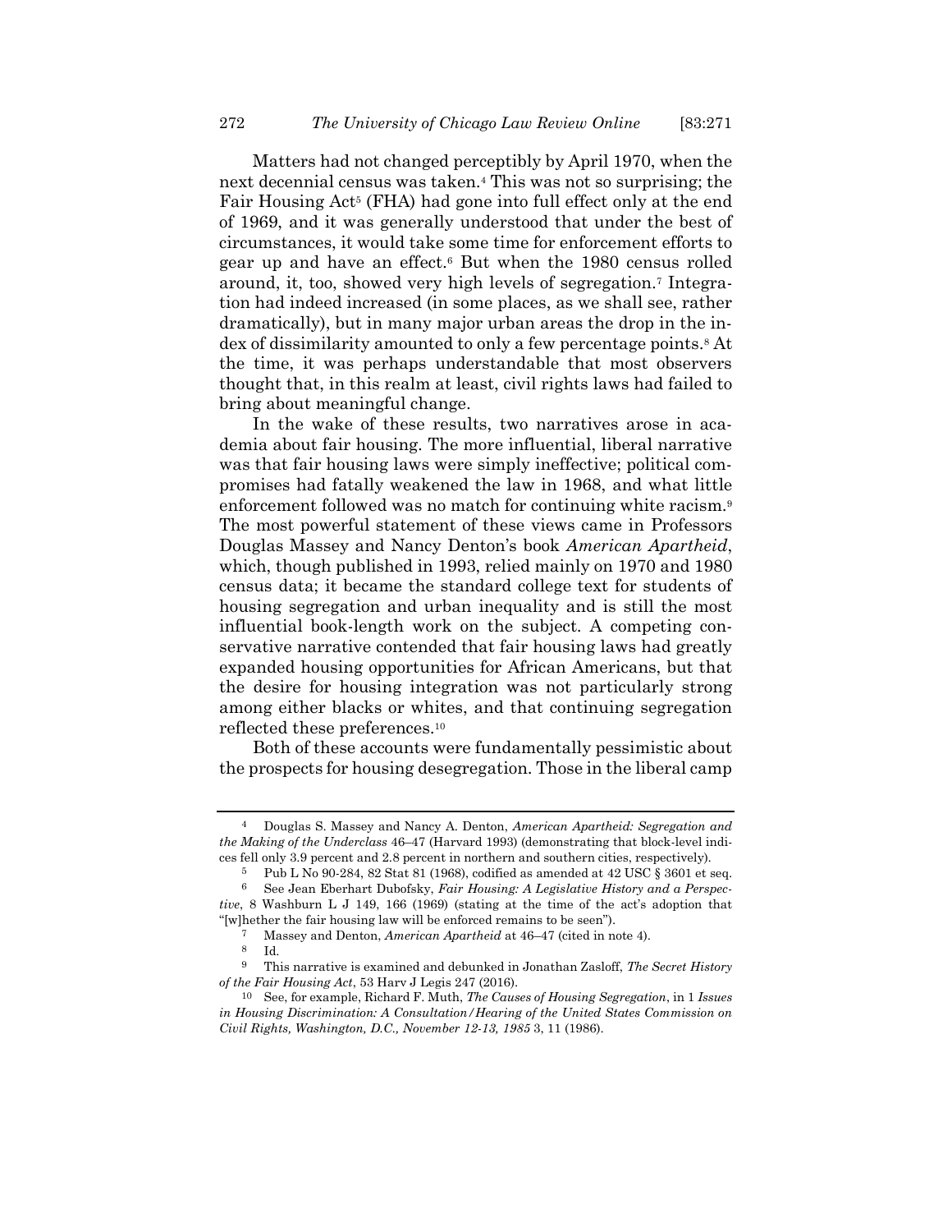Matters had not changed perceptibly by April 1970, when the next decennial census was taken.[4] This was not so surprising; the Fair Housing Act[5] (FHA) had gone into full effect only at the end of 1969, and it was generally understood that under the best of circumstances, it would take some time for enforcement efforts to gear up and have an effect.[6] But when the 1980 census rolled around, it, too, showed very high levels of segregation.[7] Integration had indeed increased (in some places, as we shall see, rather dramatically), but in many major urban areas the drop in the index of dissimilarity amounted to only a few percentage points.[8] At the time, it was perhaps understandable that most observers thought that, in this realm at least, civil rights laws had failed to bring about meaningful change.

In the wake of these results, two narratives arose in academia about fair housing. The more influential, liberal narrative was that fair housing laws were simply ineffective; political compromises had fatally weakened the law in 1968, and what little enforcement followed was no match for continuing white racism.[9] The most powerful statement of these views came in Professors Douglas Massey and Nancy Denton's book *American Apartheid*, which, though published in 1993, relied mainly on 1970 and 1980 census data; it became the standard college text for students of housing segregation and urban inequality and is still the most influential book-length work on the subject. A competing conservative narrative contended that fair housing laws had greatly expanded housing opportunities for African Americans, but that the desire for housing integration was not particularly strong among either blacks or whites, and that continuing segregation reflected these preferences.[10]

Both of these accounts were fundamentally pessimistic about the prospects for housing desegregation. Those in the liberal camp

---

[4] Douglas S. Massey and Nancy A. Denton, *American Apartheid: Segregation and the Making of the Underclass* 46–47 (Harvard 1993) (demonstrating that block-level indices fell only 3.9 percent and 2.8 percent in northern and southern cities, respectively).

[5] Pub L No 90-284, 82 Stat 81 (1968), codified as amended at 42 USC § 3601 et seq.

[6] See Jean Eberhart Dubofsky, *Fair Housing: A Legislative History and a Perspective*, 8 Washburn L J 149, 166 (1969) (stating at the time of the act's adoption that "[w]hether the fair housing law will be enforced remains to be seen").

[7] Massey and Denton, *American Apartheid* at 46–47 (cited in note 4).

[8] Id.

[9] This narrative is examined and debunked in Jonathan Zasloff, *The Secret History of the Fair Housing Act*, 53 Harv J Legis 247 (2016).

[10] See, for example, Richard F. Muth, *The Causes of Housing Segregation*, in 1 *Issues in Housing Discrimination: A Consultation/Hearing of the United States Commission on Civil Rights, Washington, D.C., November 12-13, 1985* 3, 11 (1986).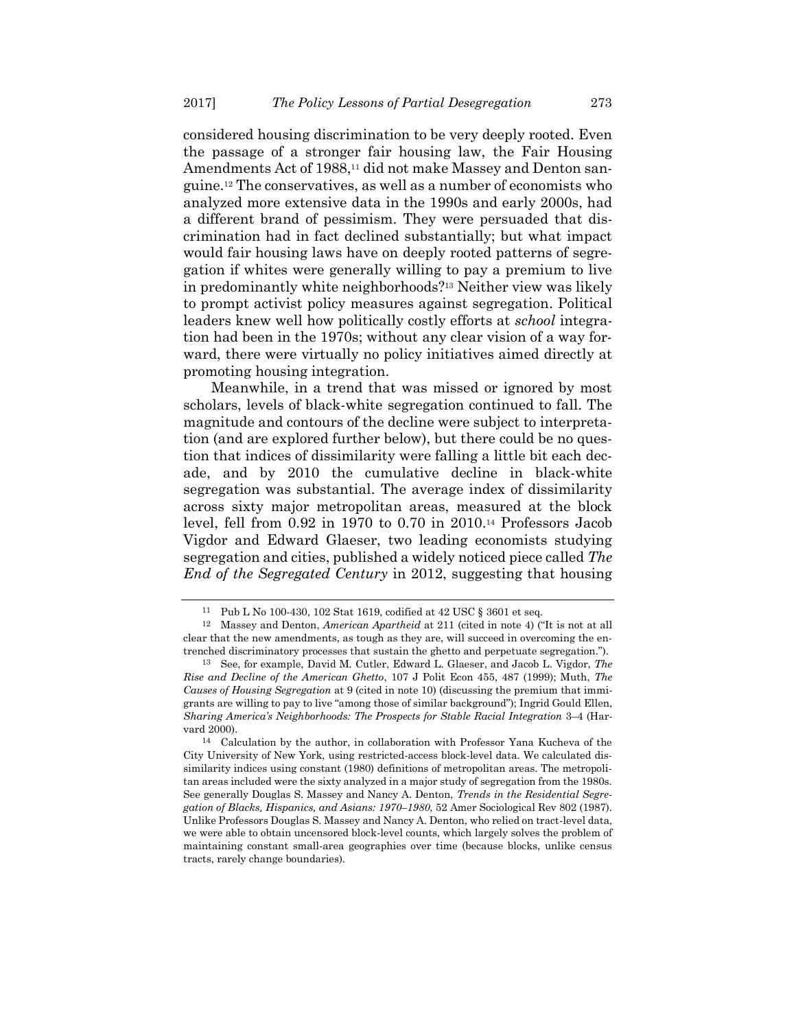considered housing discrimination to be very deeply rooted. Even the passage of a stronger fair housing law, the Fair Housing Amendments Act of 1988,[11] did not make Massey and Denton sanguine.[12] The conservatives, as well as a number of economists who analyzed more extensive data in the 1990s and early 2000s, had a different brand of pessimism. They were persuaded that discrimination had in fact declined substantially; but what impact would fair housing laws have on deeply rooted patterns of segregation if whites were generally willing to pay a premium to live in predominantly white neighborhoods?[13] Neither view was likely to prompt activist policy measures against segregation. Political leaders knew well how politically costly efforts at *school* integration had been in the 1970s; without any clear vision of a way forward, there were virtually no policy initiatives aimed directly at promoting housing integration.

Meanwhile, in a trend that was missed or ignored by most scholars, levels of black-white segregation continued to fall. The magnitude and contours of the decline were subject to interpretation (and are explored further below), but there could be no question that indices of dissimilarity were falling a little bit each decade, and by 2010 the cumulative decline in black-white segregation was substantial. The average index of dissimilarity across sixty major metropolitan areas, measured at the block level, fell from 0.92 in 1970 to 0.70 in 2010.[14] Professors Jacob Vigdor and Edward Glaeser, two leading economists studying segregation and cities, published a widely noticed piece called *The End of the Segregated Century* in 2012, suggesting that housing

---

[11] Pub L No 100-430, 102 Stat 1619, codified at 42 USC § 3601 et seq.

[12] Massey and Denton, *American Apartheid* at 211 (cited in note 4) ("It is not at all clear that the new amendments, as tough as they are, will succeed in overcoming the entrenched discriminatory processes that sustain the ghetto and perpetuate segregation.").

[13] See, for example, David M. Cutler, Edward L. Glaeser, and Jacob L. Vigdor, *The Rise and Decline of the American Ghetto*, 107 J Polit Econ 455, 487 (1999); Muth, *The Causes of Housing Segregation* at 9 (cited in note 10) (discussing the premium that immigrants are willing to pay to live "among those of similar background"); Ingrid Gould Ellen, *Sharing America's Neighborhoods: The Prospects for Stable Racial Integration* 3–4 (Harvard 2000).

[14] Calculation by the author, in collaboration with Professor Yana Kucheva of the City University of New York, using restricted-access block-level data. We calculated dissimilarity indices using constant (1980) definitions of metropolitan areas. The metropolitan areas included were the sixty analyzed in a major study of segregation from the 1980s. See generally Douglas S. Massey and Nancy A. Denton, *Trends in the Residential Segregation of Blacks, Hispanics, and Asians: 1970–1980*, 52 Amer Sociological Rev 802 (1987). Unlike Professors Douglas S. Massey and Nancy A. Denton, who relied on tract-level data, we were able to obtain uncensored block-level counts, which largely solves the problem of maintaining constant small-area geographies over time (because blocks, unlike census tracts, rarely change boundaries).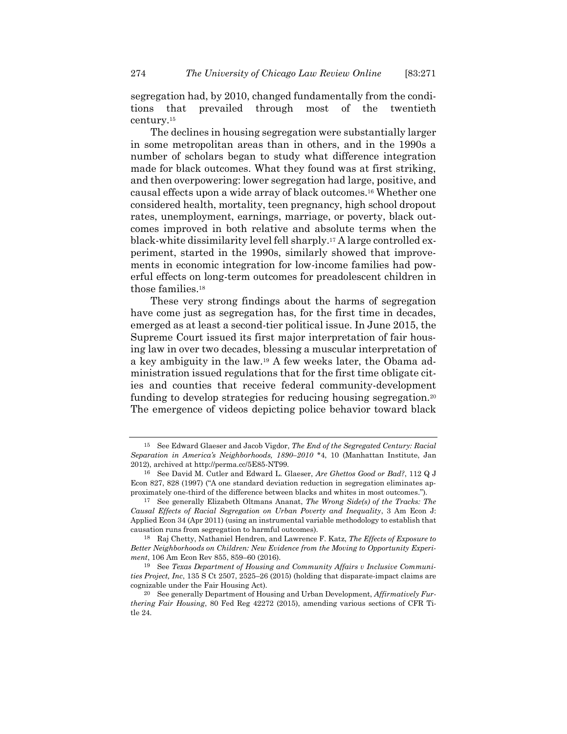segregation had, by 2010, changed fundamentally from the conditions that prevailed through most of the twentieth century.[15]

The declines in housing segregation were substantially larger in some metropolitan areas than in others, and in the 1990s a number of scholars began to study what difference integration made for black outcomes. What they found was at first striking, and then overpowering: lower segregation had large, positive, and causal effects upon a wide array of black outcomes.[16] Whether one considered health, mortality, teen pregnancy, high school dropout rates, unemployment, earnings, marriage, or poverty, black outcomes improved in both relative and absolute terms when the black-white dissimilarity level fell sharply.[17] A large controlled experiment, started in the 1990s, similarly showed that improvements in economic integration for low-income families had powerful effects on long-term outcomes for preadolescent children in those families.[18]

These very strong findings about the harms of segregation have come just as segregation has, for the first time in decades, emerged as at least a second-tier political issue. In June 2015, the Supreme Court issued its first major interpretation of fair housing law in over two decades, blessing a muscular interpretation of a key ambiguity in the law.[19] A few weeks later, the Obama administration issued regulations that for the first time obligate cities and counties that receive federal community-development funding to develop strategies for reducing housing segregation.[20] The emergence of videos depicting police behavior toward black

---

[15] See Edward Glaeser and Jacob Vigdor, *The End of the Segregated Century: Racial Separation in America's Neighborhoods, 1890–2010* *4, 10 (Manhattan Institute, Jan 2012), archived at http://perma.cc/5E85-NT99.

[16] See David M. Cutler and Edward L. Glaeser, *Are Ghettos Good or Bad?*, 112 Q J Econ 827, 828 (1997) ("A one standard deviation reduction in segregation eliminates approximately one-third of the difference between blacks and whites in most outcomes.").

[17] See generally Elizabeth Oltmans Ananat, *The Wrong Side(s) of the Tracks: The Causal Effects of Racial Segregation on Urban Poverty and Inequality*, 3 Am Econ J: Applied Econ 34 (Apr 2011) (using an instrumental variable methodology to establish that causation runs from segregation to harmful outcomes).

[18] Raj Chetty, Nathaniel Hendren, and Lawrence F. Katz, *The Effects of Exposure to Better Neighborhoods on Children: New Evidence from the Moving to Opportunity Experiment*, 106 Am Econ Rev 855, 859–60 (2016).

[19] See *Texas Department of Housing and Community Affairs v Inclusive Communities Project, Inc*, 135 S Ct 2507, 2525–26 (2015) (holding that disparate-impact claims are cognizable under the Fair Housing Act).

[20] See generally Department of Housing and Urban Development, *Affirmatively Furthering Fair Housing*, 80 Fed Reg 42272 (2015), amending various sections of CFR Title 24.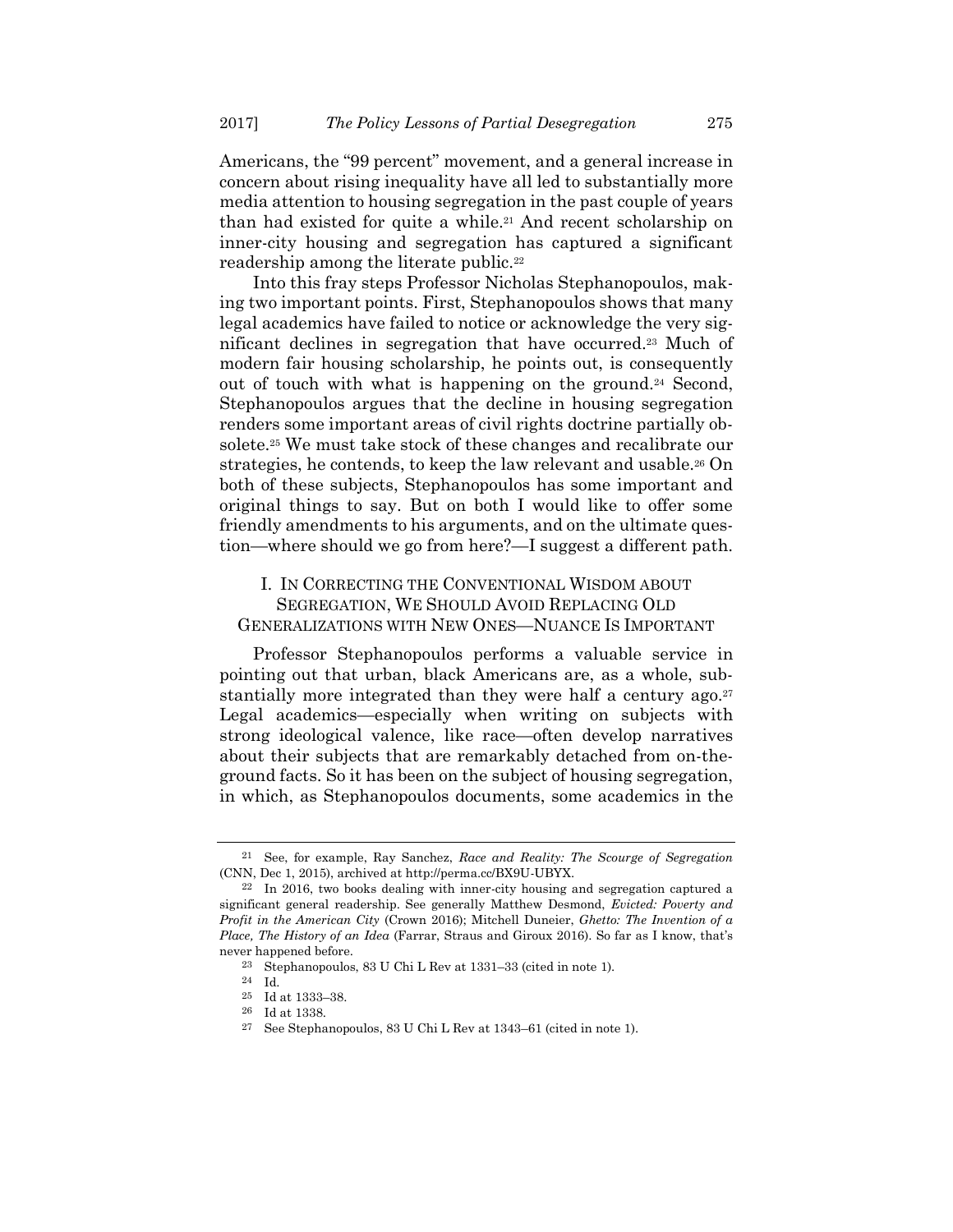Americans, the "99 percent" movement, and a general increase in concern about rising inequality have all led to substantially more media attention to housing segregation in the past couple of years than had existed for quite a while.[21] And recent scholarship on inner-city housing and segregation has captured a significant readership among the literate public.[22]

Into this fray steps Professor Nicholas Stephanopoulos, making two important points. First, Stephanopoulos shows that many legal academics have failed to notice or acknowledge the very significant declines in segregation that have occurred.[23] Much of modern fair housing scholarship, he points out, is consequently out of touch with what is happening on the ground.[24] Second, Stephanopoulos argues that the decline in housing segregation renders some important areas of civil rights doctrine partially obsolete.[25] We must take stock of these changes and recalibrate our strategies, he contends, to keep the law relevant and usable.[26] On both of these subjects, Stephanopoulos has some important and original things to say. But on both I would like to offer some friendly amendments to his arguments, and on the ultimate question—where should we go from here?—I suggest a different path.

## I. In Correcting the Conventional Wisdom about Segregation, We Should Avoid Replacing Old Generalizations with New Ones—Nuance Is Important

Professor Stephanopoulos performs a valuable service in pointing out that urban, black Americans are, as a whole, substantially more integrated than they were half a century ago.[27] Legal academics—especially when writing on subjects with strong ideological valence, like race—often develop narratives about their subjects that are remarkably detached from on-the-ground facts. So it has been on the subject of housing segregation, in which, as Stephanopoulos documents, some academics in the

---

[21] See, for example, Ray Sanchez, *Race and Reality: The Scourge of Segregation* (CNN, Dec 1, 2015), archived at http://perma.cc/BX9U-UBYX.

[22] In 2016, two books dealing with inner-city housing and segregation captured a significant general readership. See generally Matthew Desmond, *Evicted: Poverty and Profit in the American City* (Crown 2016); Mitchell Duneier, *Ghetto: The Invention of a Place, The History of an Idea* (Farrar, Straus and Giroux 2016). So far as I know, that's never happened before.

[23] Stephanopoulos, 83 U Chi L Rev at 1331–33 (cited in note 1).

[24] Id.

[25] Id at 1333–38.

[26] Id at 1338.

[27] See Stephanopoulos, 83 U Chi L Rev at 1343–61 (cited in note 1).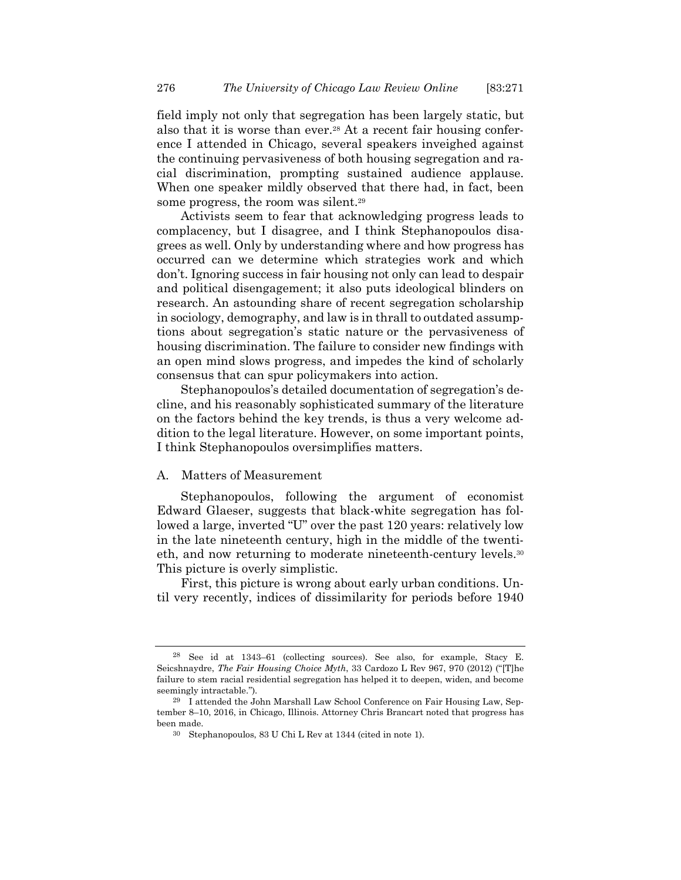field imply not only that segregation has been largely static, but also that it is worse than ever.[28] At a recent fair housing conference I attended in Chicago, several speakers inveighed against the continuing pervasiveness of both housing segregation and racial discrimination, prompting sustained audience applause. When one speaker mildly observed that there had, in fact, been some progress, the room was silent.[29]

Activists seem to fear that acknowledging progress leads to complacency, but I disagree, and I think Stephanopoulos disagrees as well. Only by understanding where and how progress has occurred can we determine which strategies work and which don't. Ignoring success in fair housing not only can lead to despair and political disengagement; it also puts ideological blinders on research. An astounding share of recent segregation scholarship in sociology, demography, and law is in thrall to outdated assumptions about segregation's static nature or the pervasiveness of housing discrimination. The failure to consider new findings with an open mind slows progress, and impedes the kind of scholarly consensus that can spur policymakers into action.

Stephanopoulos's detailed documentation of segregation's decline, and his reasonably sophisticated summary of the literature on the factors behind the key trends, is thus a very welcome addition to the legal literature. However, on some important points, I think Stephanopoulos oversimplifies matters.

## A. Matters of Measurement

Stephanopoulos, following the argument of economist Edward Glaeser, suggests that black-white segregation has followed a large, inverted "U" over the past 120 years: relatively low in the late nineteenth century, high in the middle of the twentieth, and now returning to moderate nineteenth-century levels.[30] This picture is overly simplistic.

First, this picture is wrong about early urban conditions. Until very recently, indices of dissimilarity for periods before 1940

---

[28] See id at 1343–61 (collecting sources). See also, for example, Stacy E. Seicshnaydre, *The Fair Housing Choice Myth*, 33 Cardozo L Rev 967, 970 (2012) ("[T]he failure to stem racial residential segregation has helped it to deepen, widen, and become seemingly intractable.").

[29] I attended the John Marshall Law School Conference on Fair Housing Law, September 8–10, 2016, in Chicago, Illinois. Attorney Chris Brancart noted that progress has been made.

[30] Stephanopoulos, 83 U Chi L Rev at 1344 (cited in note 1).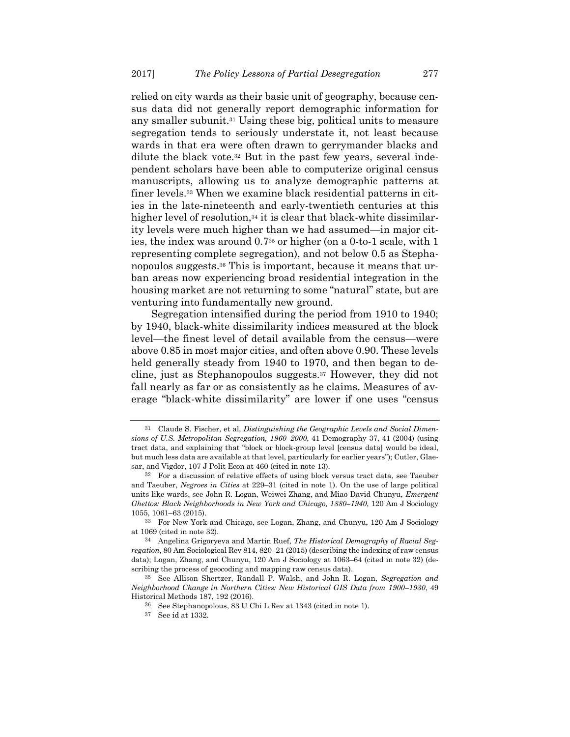relied on city wards as their basic unit of geography, because census data did not generally report demographic information for any smaller subunit.[31] Using these big, political units to measure segregation tends to seriously understate it, not least because wards in that era were often drawn to gerrymander blacks and dilute the black vote.[32] But in the past few years, several independent scholars have been able to computerize original census manuscripts, allowing us to analyze demographic patterns at finer levels.[33] When we examine black residential patterns in cities in the late-nineteenth and early-twentieth centuries at this higher level of resolution,[34] it is clear that black-white dissimilarity levels were much higher than we had assumed—in major cities, the index was around 0.7[35] or higher (on a 0-to-1 scale, with 1 representing complete segregation), and not below 0.5 as Stephanopoulos suggests.[36] This is important, because it means that urban areas now experiencing broad residential integration in the housing market are not returning to some "natural" state, but are venturing into fundamentally new ground.

Segregation intensified during the period from 1910 to 1940; by 1940, black-white dissimilarity indices measured at the block level—the finest level of detail available from the census—were above 0.85 in most major cities, and often above 0.90. These levels held generally steady from 1940 to 1970, and then began to decline, just as Stephanopoulos suggests.[37] However, they did not fall nearly as far or as consistently as he claims. Measures of average "black-white dissimilarity" are lower if one uses "census

---

[31] Claude S. Fischer, et al, *Distinguishing the Geographic Levels and Social Dimensions of U.S. Metropolitan Segregation, 1960–2000*, 41 Demography 37, 41 (2004) (using tract data, and explaining that "block or block-group level [census data] would be ideal, but much less data are available at that level, particularly for earlier years"); Cutler, Glaesar, and Vigdor, 107 J Polit Econ at 460 (cited in note 13).

[32] For a discussion of relative effects of using block versus tract data, see Taeuber and Taeuber, *Negroes in Cities* at 229–31 (cited in note 1). On the use of large political units like wards, see John R. Logan, Weiwei Zhang, and Miao David Chunyu, *Emergent Ghettos: Black Neighborhoods in New York and Chicago, 1880–1940*, 120 Am J Sociology 1055, 1061–63 (2015).

[33] For New York and Chicago, see Logan, Zhang, and Chunyu, 120 Am J Sociology at 1069 (cited in note 32).

[34] Angelina Grigoryeva and Martin Ruef, *The Historical Demography of Racial Segregation*, 80 Am Sociological Rev 814, 820–21 (2015) (describing the indexing of raw census data); Logan, Zhang, and Chunyu, 120 Am J Sociology at 1063–64 (cited in note 32) (describing the process of geocoding and mapping raw census data).

[35] See Allison Shertzer, Randall P. Walsh, and John R. Logan, *Segregation and Neighborhood Change in Northern Cities: New Historical GIS Data from 1900–1930*, 49 Historical Methods 187, 192 (2016).

[36] See Stephanopolous, 83 U Chi L Rev at 1343 (cited in note 1).

[37] See id at 1332.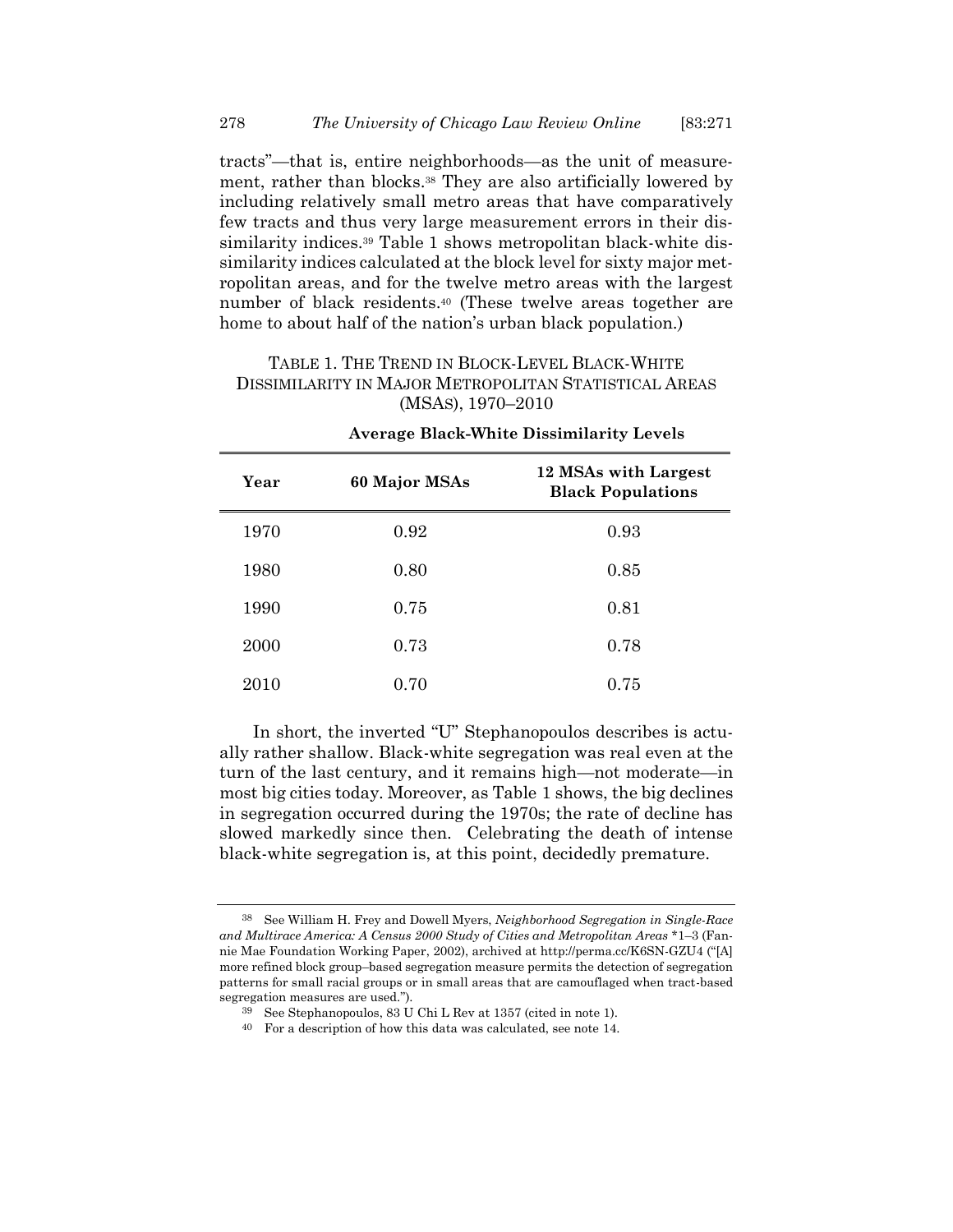tracts"—that is, entire neighborhoods—as the unit of measurement, rather than blocks.[38] They are also artificially lowered by including relatively small metro areas that have comparatively few tracts and thus very large measurement errors in their dissimilarity indices.[39] Table 1 shows metropolitan black-white dissimilarity indices calculated at the block level for sixty major metropolitan areas, and for the twelve metro areas with the largest number of black residents.[40] (These twelve areas together are home to about half of the nation's urban black population.)

TABLE 1. THE TREND IN BLOCK-LEVEL BLACK-WHITE DISSIMILARITY IN MAJOR METROPOLITAN STATISTICAL AREAS (MSAS), 1970–2010

| | Average Black-White Dissimilarity Levels | |
|---|---|---|
| **Year** | **60 Major MSAs** | **12 MSAs with Largest Black Populations** |
| 1970 | 0.92 | 0.93 |
| 1980 | 0.80 | 0.85 |
| 1990 | 0.75 | 0.81 |
| 2000 | 0.73 | 0.78 |
| 2010 | 0.70 | 0.75 |

In short, the inverted "U" Stephanopoulos describes is actually rather shallow. Black-white segregation was real even at the turn of the last century, and it remains high—not moderate—in most big cities today. Moreover, as Table 1 shows, the big declines in segregation occurred during the 1970s; the rate of decline has slowed markedly since then. Celebrating the death of intense black-white segregation is, at this point, decidedly premature.

---

[38] See William H. Frey and Dowell Myers, *Neighborhood Segregation in Single-Race and Multirace America: A Census 2000 Study of Cities and Metropolitan Areas* *1–3 (Fannie Mae Foundation Working Paper, 2002), archived at http://perma.cc/K6SN-GZU4 ("[A] more refined block group–based segregation measure permits the detection of segregation patterns for small racial groups or in small areas that are camouflaged when tract-based segregation measures are used.").

[39] See Stephanopoulos, 83 U Chi L Rev at 1357 (cited in note 1).

[40] For a description of how this data was calculated, see note 14.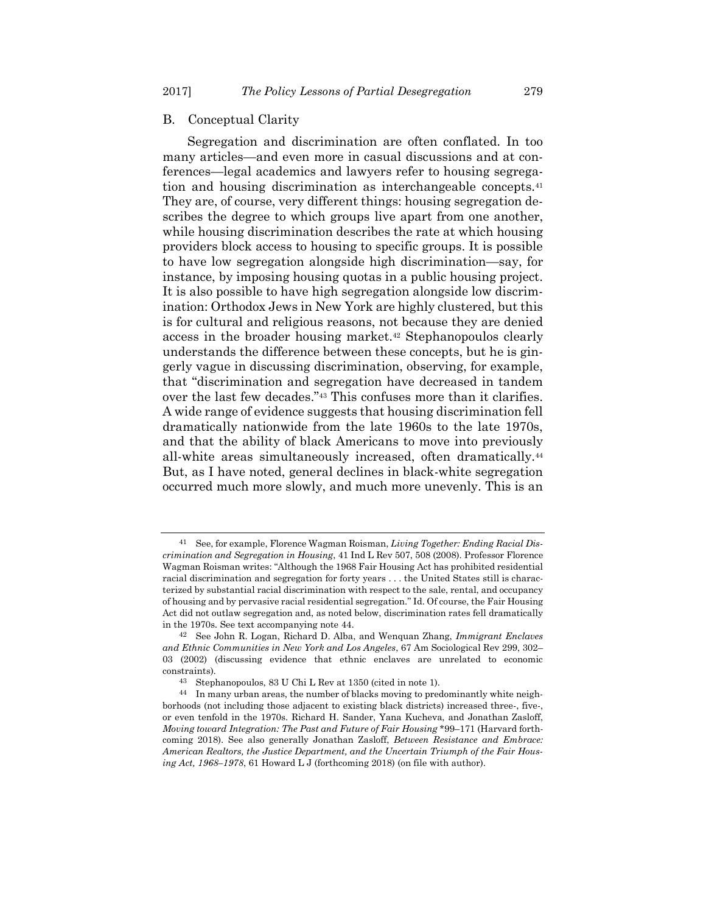## B. Conceptual Clarity

Segregation and discrimination are often conflated. In too many articles—and even more in casual discussions and at conferences—legal academics and lawyers refer to housing segregation and housing discrimination as interchangeable concepts.[41] They are, of course, very different things: housing segregation describes the degree to which groups live apart from one another, while housing discrimination describes the rate at which housing providers block access to housing to specific groups. It is possible to have low segregation alongside high discrimination—say, for instance, by imposing housing quotas in a public housing project. It is also possible to have high segregation alongside low discrimination: Orthodox Jews in New York are highly clustered, but this is for cultural and religious reasons, not because they are denied access in the broader housing market.[42] Stephanopoulos clearly understands the difference between these concepts, but he is gingerly vague in discussing discrimination, observing, for example, that "discrimination and segregation have decreased in tandem over the last few decades."[43] This confuses more than it clarifies. A wide range of evidence suggests that housing discrimination fell dramatically nationwide from the late 1960s to the late 1970s, and that the ability of black Americans to move into previously all-white areas simultaneously increased, often dramatically.[44] But, as I have noted, general declines in black-white segregation occurred much more slowly, and much more unevenly. This is an

---

[41] See, for example, Florence Wagman Roisman, *Living Together: Ending Racial Discrimination and Segregation in Housing*, 41 Ind L Rev 507, 508 (2008). Professor Florence Wagman Roisman writes: "Although the 1968 Fair Housing Act has prohibited residential racial discrimination and segregation for forty years . . . the United States still is characterized by substantial racial discrimination with respect to the sale, rental, and occupancy of housing and by pervasive racial residential segregation." Id. Of course, the Fair Housing Act did not outlaw segregation and, as noted below, discrimination rates fell dramatically in the 1970s. See text accompanying note 44.

[42] See John R. Logan, Richard D. Alba, and Wenquan Zhang, *Immigrant Enclaves and Ethnic Communities in New York and Los Angeles*, 67 Am Sociological Rev 299, 302–03 (2002) (discussing evidence that ethnic enclaves are unrelated to economic constraints).

[43] Stephanopoulos, 83 U Chi L Rev at 1350 (cited in note 1).

[44] In many urban areas, the number of blacks moving to predominantly white neighborhoods (not including those adjacent to existing black districts) increased three-, five-, or even tenfold in the 1970s. Richard H. Sander, Yana Kucheva, and Jonathan Zasloff, *Moving toward Integration: The Past and Future of Fair Housing* *99–171 (Harvard forthcoming 2018). See also generally Jonathan Zasloff, *Between Resistance and Embrace: American Realtors, the Justice Department, and the Uncertain Triumph of the Fair Housing Act, 1968–1978*, 61 Howard L J (forthcoming 2018) (on file with author).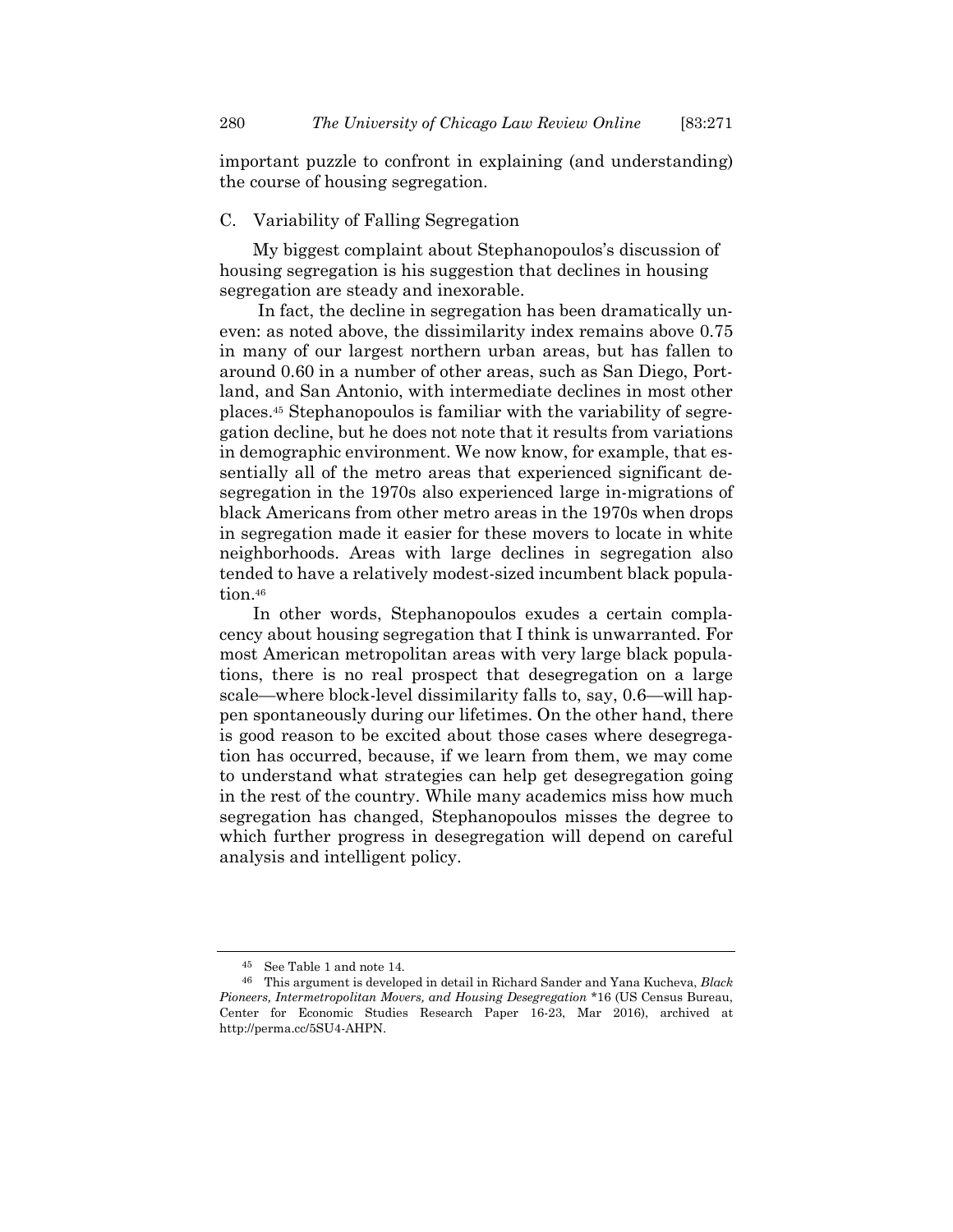important puzzle to confront in explaining (and understanding) the course of housing segregation.

### C. Variability of Falling Segregation

My biggest complaint about Stephanopoulos's discussion of housing segregation is his suggestion that declines in housing segregation are steady and inexorable.

In fact, the decline in segregation has been dramatically uneven: as noted above, the dissimilarity index remains above 0.75 in many of our largest northern urban areas, but has fallen to around 0.60 in a number of other areas, such as San Diego, Portland, and San Antonio, with intermediate declines in most other places.[45] Stephanopoulos is familiar with the variability of segregation decline, but he does not note that it results from variations in demographic environment. We now know, for example, that essentially all of the metro areas that experienced significant desegregation in the 1970s also experienced large in-migrations of black Americans from other metro areas in the 1970s when drops in segregation made it easier for these movers to locate in white neighborhoods. Areas with large declines in segregation also tended to have a relatively modest-sized incumbent black population.[46]

In other words, Stephanopoulos exudes a certain complacency about housing segregation that I think is unwarranted. For most American metropolitan areas with very large black populations, there is no real prospect that desegregation on a large scale—where block-level dissimilarity falls to, say, 0.6—will happen spontaneously during our lifetimes. On the other hand, there is good reason to be excited about those cases where desegregation has occurred, because, if we learn from them, we may come to understand what strategies can help get desegregation going in the rest of the country. While many academics miss how much segregation has changed, Stephanopoulos misses the degree to which further progress in desegregation will depend on careful analysis and intelligent policy.

---

[45] See Table 1 and note 14.

[46] This argument is developed in detail in Richard Sander and Yana Kucheva, *Black Pioneers, Intermetropolitan Movers, and Housing Desegregation* *16 (US Census Bureau, Center for Economic Studies Research Paper 16-23, Mar 2016), archived at http://perma.cc/5SU4-AHPN.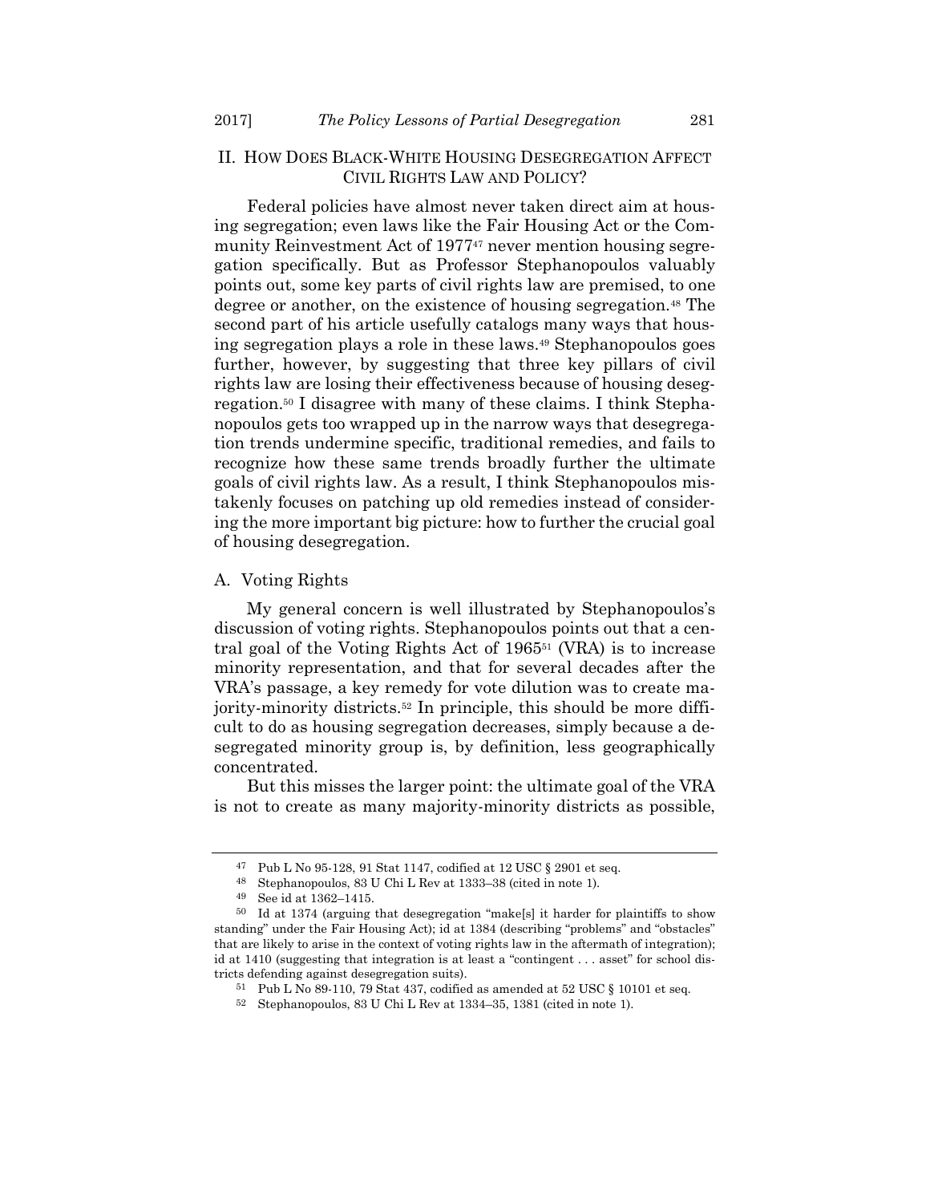## II. HOW DOES BLACK-WHITE HOUSING DESEGREGATION AFFECT CIVIL RIGHTS LAW AND POLICY?

Federal policies have almost never taken direct aim at housing segregation; even laws like the Fair Housing Act or the Community Reinvestment Act of 1977[47] never mention housing segregation specifically. But as Professor Stephanopoulos valuably points out, some key parts of civil rights law are premised, to one degree or another, on the existence of housing segregation.[48] The second part of his article usefully catalogs many ways that housing segregation plays a role in these laws.[49] Stephanopoulos goes further, however, by suggesting that three key pillars of civil rights law are losing their effectiveness because of housing desegregation.[50] I disagree with many of these claims. I think Stephanopoulos gets too wrapped up in the narrow ways that desegregation trends undermine specific, traditional remedies, and fails to recognize how these same trends broadly further the ultimate goals of civil rights law. As a result, I think Stephanopoulos mistakenly focuses on patching up old remedies instead of considering the more important big picture: how to further the crucial goal of housing desegregation.

### A. Voting Rights

My general concern is well illustrated by Stephanopoulos's discussion of voting rights. Stephanopoulos points out that a central goal of the Voting Rights Act of 1965[51] (VRA) is to increase minority representation, and that for several decades after the VRA's passage, a key remedy for vote dilution was to create majority-minority districts.[52] In principle, this should be more difficult to do as housing segregation decreases, simply because a desegregated minority group is, by definition, less geographically concentrated.

But this misses the larger point: the ultimate goal of the VRA is not to create as many majority-minority districts as possible,

---

47 Pub L No 95-128, 91 Stat 1147, codified at 12 USC § 2901 et seq.

48 Stephanopoulos, 83 U Chi L Rev at 1333–38 (cited in note 1).

49 See id at 1362–1415.

50 Id at 1374 (arguing that desegregation "make[s] it harder for plaintiffs to show standing" under the Fair Housing Act); id at 1384 (describing "problems" and "obstacles" that are likely to arise in the context of voting rights law in the aftermath of integration); id at 1410 (suggesting that integration is at least a "contingent . . . asset" for school districts defending against desegregation suits).

51 Pub L No 89-110, 79 Stat 437, codified as amended at 52 USC § 10101 et seq.

52 Stephanopoulos, 83 U Chi L Rev at 1334–35, 1381 (cited in note 1).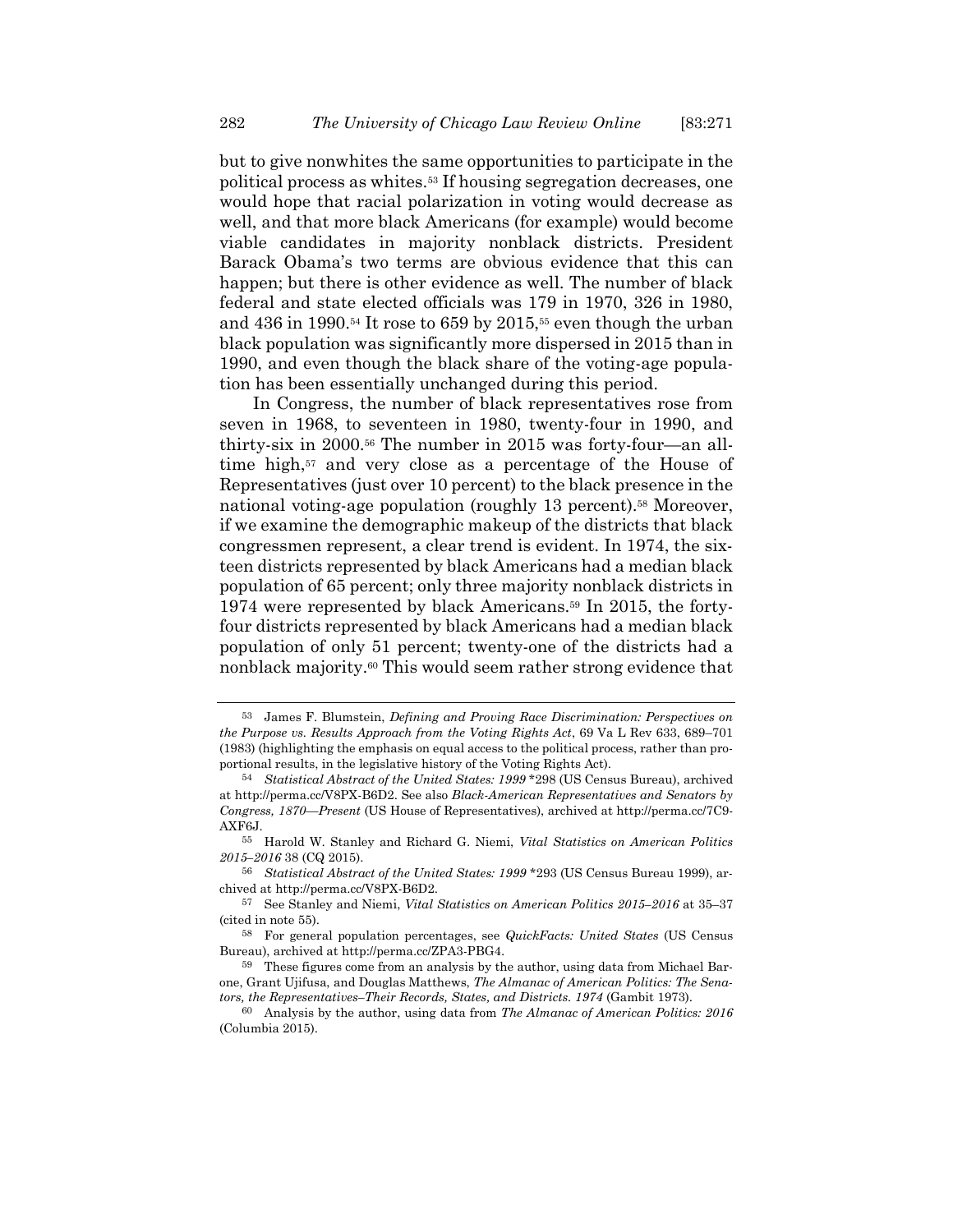but to give nonwhites the same opportunities to participate in the political process as whites.[53] If housing segregation decreases, one would hope that racial polarization in voting would decrease as well, and that more black Americans (for example) would become viable candidates in majority nonblack districts. President Barack Obama's two terms are obvious evidence that this can happen; but there is other evidence as well. The number of black federal and state elected officials was 179 in 1970, 326 in 1980, and 436 in 1990.[54] It rose to 659 by 2015,[55] even though the urban black population was significantly more dispersed in 2015 than in 1990, and even though the black share of the voting-age population has been essentially unchanged during this period.

In Congress, the number of black representatives rose from seven in 1968, to seventeen in 1980, twenty-four in 1990, and thirty-six in 2000.[56] The number in 2015 was forty-four—an all-time high,[57] and very close as a percentage of the House of Representatives (just over 10 percent) to the black presence in the national voting-age population (roughly 13 percent).[58] Moreover, if we examine the demographic makeup of the districts that black congressmen represent, a clear trend is evident. In 1974, the sixteen districts represented by black Americans had a median black population of 65 percent; only three majority nonblack districts in 1974 were represented by black Americans.[59] In 2015, the forty-four districts represented by black Americans had a median black population of only 51 percent; twenty-one of the districts had a nonblack majority.[60] This would seem rather strong evidence that

---

[53] James F. Blumstein, *Defining and Proving Race Discrimination: Perspectives on the Purpose vs. Results Approach from the Voting Rights Act*, 69 Va L Rev 633, 689–701 (1983) (highlighting the emphasis on equal access to the political process, rather than proportional results, in the legislative history of the Voting Rights Act).

[54] *Statistical Abstract of the United States: 1999* *298 (US Census Bureau), archived at http://perma.cc/V8PX-B6D2. See also *Black-American Representatives and Senators by Congress, 1870—Present* (US House of Representatives), archived at http://perma.cc/7C9-AXF6J.

[55] Harold W. Stanley and Richard G. Niemi, *Vital Statistics on American Politics 2015–2016* 38 (CQ 2015).

[56] *Statistical Abstract of the United States: 1999* *293 (US Census Bureau 1999), archived at http://perma.cc/V8PX-B6D2.

[57] See Stanley and Niemi, *Vital Statistics on American Politics 2015–2016* at 35–37 (cited in note 55).

[58] For general population percentages, see *QuickFacts: United States* (US Census Bureau), archived at http://perma.cc/ZPA3-PBG4.

[59] These figures come from an analysis by the author, using data from Michael Barone, Grant Ujifusa, and Douglas Matthews, *The Almanac of American Politics: The Senators, the Representatives–Their Records, States, and Districts. 1974* (Gambit 1973).

[60] Analysis by the author, using data from *The Almanac of American Politics: 2016* (Columbia 2015).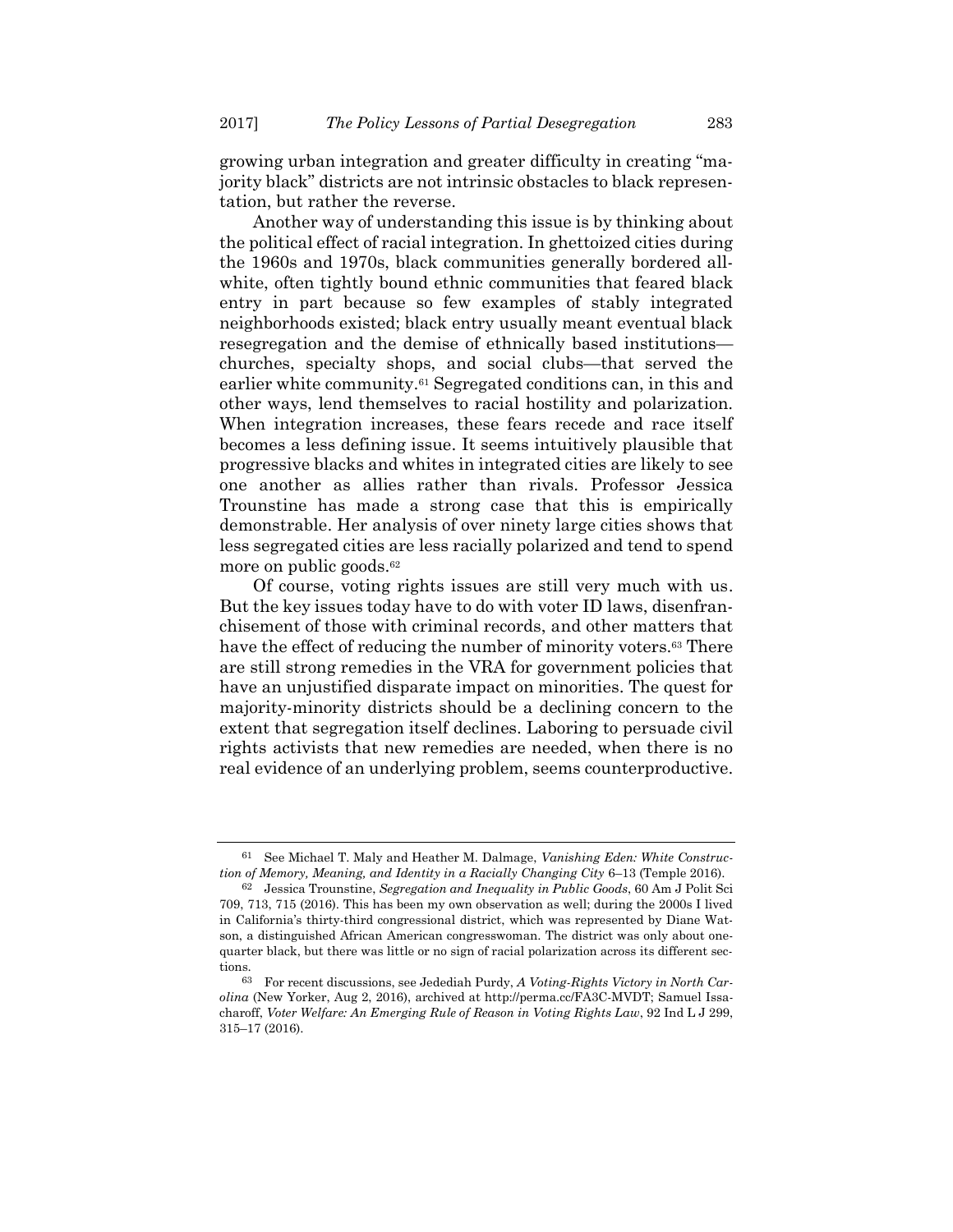growing urban integration and greater difficulty in creating "majority black" districts are not intrinsic obstacles to black representation, but rather the reverse.

Another way of understanding this issue is by thinking about the political effect of racial integration. In ghettoized cities during the 1960s and 1970s, black communities generally bordered all-white, often tightly bound ethnic communities that feared black entry in part because so few examples of stably integrated neighborhoods existed; black entry usually meant eventual black resegregation and the demise of ethnically based institutions—churches, specialty shops, and social clubs—that served the earlier white community.[61] Segregated conditions can, in this and other ways, lend themselves to racial hostility and polarization. When integration increases, these fears recede and race itself becomes a less defining issue. It seems intuitively plausible that progressive blacks and whites in integrated cities are likely to see one another as allies rather than rivals. Professor Jessica Trounstine has made a strong case that this is empirically demonstrable. Her analysis of over ninety large cities shows that less segregated cities are less racially polarized and tend to spend more on public goods.[62]

Of course, voting rights issues are still very much with us. But the key issues today have to do with voter ID laws, disenfranchisement of those with criminal records, and other matters that have the effect of reducing the number of minority voters.[63] There are still strong remedies in the VRA for government policies that have an unjustified disparate impact on minorities. The quest for majority-minority districts should be a declining concern to the extent that segregation itself declines. Laboring to persuade civil rights activists that new remedies are needed, when there is no real evidence of an underlying problem, seems counterproductive.

---

61 See Michael T. Maly and Heather M. Dalmage, *Vanishing Eden: White Construction of Memory, Meaning, and Identity in a Racially Changing City* 6–13 (Temple 2016).

62 Jessica Trounstine, *Segregation and Inequality in Public Goods*, 60 Am J Polit Sci 709, 713, 715 (2016). This has been my own observation as well; during the 2000s I lived in California's thirty-third congressional district, which was represented by Diane Watson, a distinguished African American congresswoman. The district was only about one-quarter black, but there was little or no sign of racial polarization across its different sections.

63 For recent discussions, see Jedediah Purdy, *A Voting-Rights Victory in North Carolina* (New Yorker, Aug 2, 2016), archived at http://perma.cc/FA3C-MVDT; Samuel Issacharoff, *Voter Welfare: An Emerging Rule of Reason in Voting Rights Law*, 92 Ind L J 299, 315–17 (2016).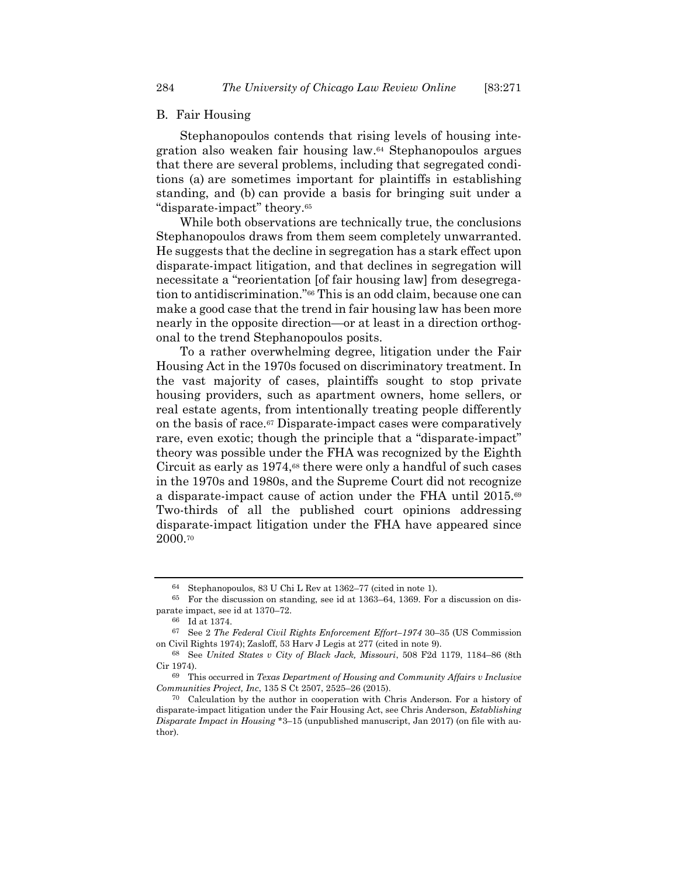## B. Fair Housing

Stephanopoulos contends that rising levels of housing integration also weaken fair housing law.[64] Stephanopoulos argues that there are several problems, including that segregated conditions (a) are sometimes important for plaintiffs in establishing standing, and (b) can provide a basis for bringing suit under a "disparate-impact" theory.[65]

While both observations are technically true, the conclusions Stephanopoulos draws from them seem completely unwarranted. He suggests that the decline in segregation has a stark effect upon disparate-impact litigation, and that declines in segregation will necessitate a "reorientation [of fair housing law] from desegregation to antidiscrimination."[66] This is an odd claim, because one can make a good case that the trend in fair housing law has been more nearly in the opposite direction—or at least in a direction orthogonal to the trend Stephanopoulos posits.

To a rather overwhelming degree, litigation under the Fair Housing Act in the 1970s focused on discriminatory treatment. In the vast majority of cases, plaintiffs sought to stop private housing providers, such as apartment owners, home sellers, or real estate agents, from intentionally treating people differently on the basis of race.[67] Disparate-impact cases were comparatively rare, even exotic; though the principle that a "disparate-impact" theory was possible under the FHA was recognized by the Eighth Circuit as early as 1974,[68] there were only a handful of such cases in the 1970s and 1980s, and the Supreme Court did not recognize a disparate-impact cause of action under the FHA until 2015.[69] Two-thirds of all the published court opinions addressing disparate-impact litigation under the FHA have appeared since 2000.[70]

---

[64] Stephanopoulos, 83 U Chi L Rev at 1362–77 (cited in note 1).

[65] For the discussion on standing, see id at 1363–64, 1369. For a discussion on disparate impact, see id at 1370–72.

[66] Id at 1374.

[67] See 2 *The Federal Civil Rights Enforcement Effort–1974* 30–35 (US Commission on Civil Rights 1974); Zasloff, 53 Harv J Legis at 277 (cited in note 9).

[68] See *United States v City of Black Jack, Missouri*, 508 F2d 1179, 1184–86 (8th Cir 1974).

[69] This occurred in *Texas Department of Housing and Community Affairs v Inclusive Communities Project, Inc*, 135 S Ct 2507, 2525–26 (2015).

[70] Calculation by the author in cooperation with Chris Anderson. For a history of disparate-impact litigation under the Fair Housing Act, see Chris Anderson, *Establishing Disparate Impact in Housing* *3–15 (unpublished manuscript, Jan 2017) (on file with author).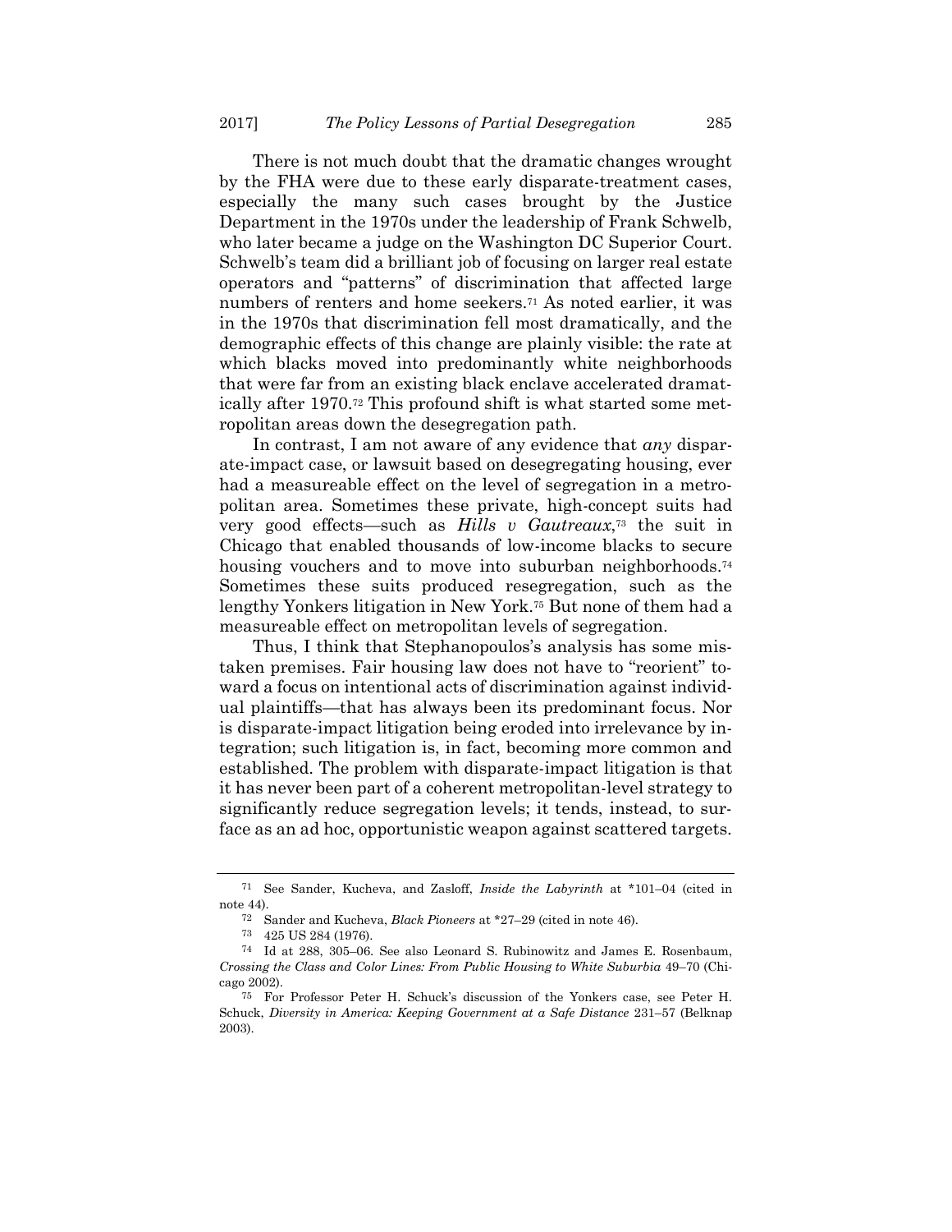There is not much doubt that the dramatic changes wrought by the FHA were due to these early disparate-treatment cases, especially the many such cases brought by the Justice Department in the 1970s under the leadership of Frank Schwelb, who later became a judge on the Washington DC Superior Court. Schwelb's team did a brilliant job of focusing on larger real estate operators and "patterns" of discrimination that affected large numbers of renters and home seekers.[71] As noted earlier, it was in the 1970s that discrimination fell most dramatically, and the demographic effects of this change are plainly visible: the rate at which blacks moved into predominantly white neighborhoods that were far from an existing black enclave accelerated dramatically after 1970.[72] This profound shift is what started some metropolitan areas down the desegregation path.

In contrast, I am not aware of any evidence that *any* disparate-impact case, or lawsuit based on desegregating housing, ever had a measureable effect on the level of segregating in a metropolitan area. Sometimes these private, high-concept suits had very good effects—such as *Hills v Gautreaux*,[73] the suit in Chicago that enabled thousands of low-income blacks to secure housing vouchers and to move into suburban neighborhoods.[74] Sometimes these suits produced resegregation, such as the lengthy Yonkers litigation in New York.[75] But none of them had a measureable effect on metropolitan levels of segregation.

Thus, I think that Stephanopoulos's analysis has some mistaken premises. Fair housing law does not have to "reorient" toward a focus on intentional acts of discrimination against individual plaintiffs—that has always been its predominant focus. Nor is disparate-impact litigation being eroded into irrelevance by integration; such litigation is, in fact, becoming more common and established. The problem with disparate-impact litigation is that it has never been part of a coherent metropolitan-level strategy to significantly reduce segregation levels; it tends, instead, to surface as an ad hoc, opportunistic weapon against scattered targets.

---

71 See Sander, Kucheva, and Zasloff, *Inside the Labyrinth* at *101–04 (cited in note 44).

72 Sander and Kucheva, *Black Pioneers* at *27–29 (cited in note 46).

73 425 US 284 (1976).

74 Id at 288, 305–06. See also Leonard S. Rubinowitz and James E. Rosenbaum, *Crossing the Class and Color Lines: From Public Housing to White Suburbia* 49–70 (Chicago 2002).

75 For Professor Peter H. Schuck's discussion of the Yonkers case, see Peter H. Schuck, *Diversity in America: Keeping Government at a Safe Distance* 231–57 (Belknap 2003).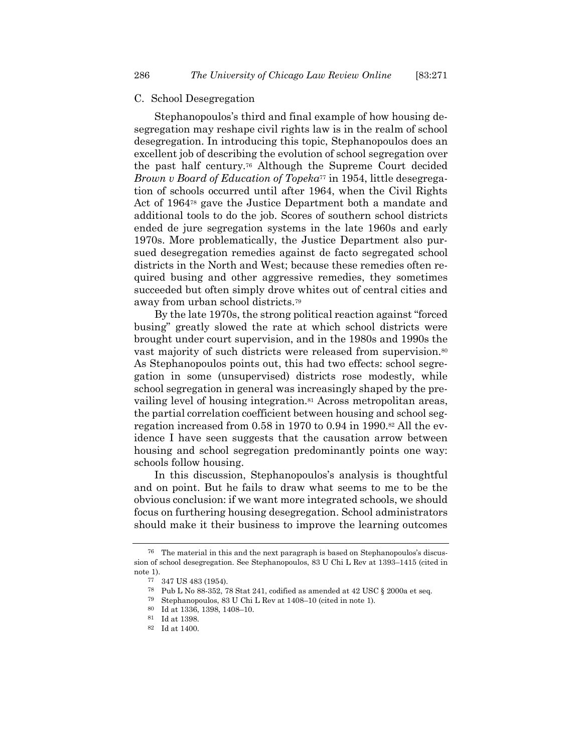### C. School Desegregation

Stephanopoulos's third and final example of how housing desegregation may reshape civil rights law is in the realm of school desegregation. In introducing this topic, Stephanopoulos does an excellent job of describing the evolution of school segregation over the past half century.[76] Although the Supreme Court decided *Brown v Board of Education of Topeka*[77] in 1954, little desegregation of schools occurred until after 1964, when the Civil Rights Act of 1964[78] gave the Justice Department both a mandate and additional tools to do the job. Scores of southern school districts ended de jure segregation systems in the late 1960s and early 1970s. More problematically, the Justice Department also pursued desegregation remedies against de facto segregated school districts in the North and West; because these remedies often required busing and other aggressive remedies, they sometimes succeeded but often simply drove whites out of central cities and away from urban school districts.[79]

By the late 1970s, the strong political reaction against "forced busing" greatly slowed the rate at which school districts were brought under court supervision, and in the 1980s and 1990s the vast majority of such districts were released from supervision.[80] As Stephanopoulos points out, this had two effects: school segregation in some (unsupervised) districts rose modestly, while school segregation in general was increasingly shaped by the prevailing level of housing integration.[81] Across metropolitan areas, the partial correlation coefficient between housing and school segregation increased from 0.58 in 1970 to 0.94 in 1990.[82] All the evidence I have seen suggests that the causation arrow between housing and school segregation predominantly points one way: schools follow housing.

In this discussion, Stephanopoulos's analysis is thoughtful and on point. But he fails to draw what seems to me to be the obvious conclusion: if we want more integrated schools, we should focus on furthering housing desegregation. School administrators should make it their business to improve the learning outcomes

---

[76] The material in this and the next paragraph is based on Stephanopoulos's discussion of school desegregation. See Stephanopoulos, 83 U Chi L Rev at 1393–1415 (cited in note 1).

[77] 347 US 483 (1954).

[78] Pub L No 88-352, 78 Stat 241, codified as amended at 42 USC § 2000a et seq.

[79] Stephanopoulos, 83 U Chi L Rev at 1408–10 (cited in note 1).

[80] Id at 1336, 1398, 1408–10.

[81] Id at 1398.

[82] Id at 1400.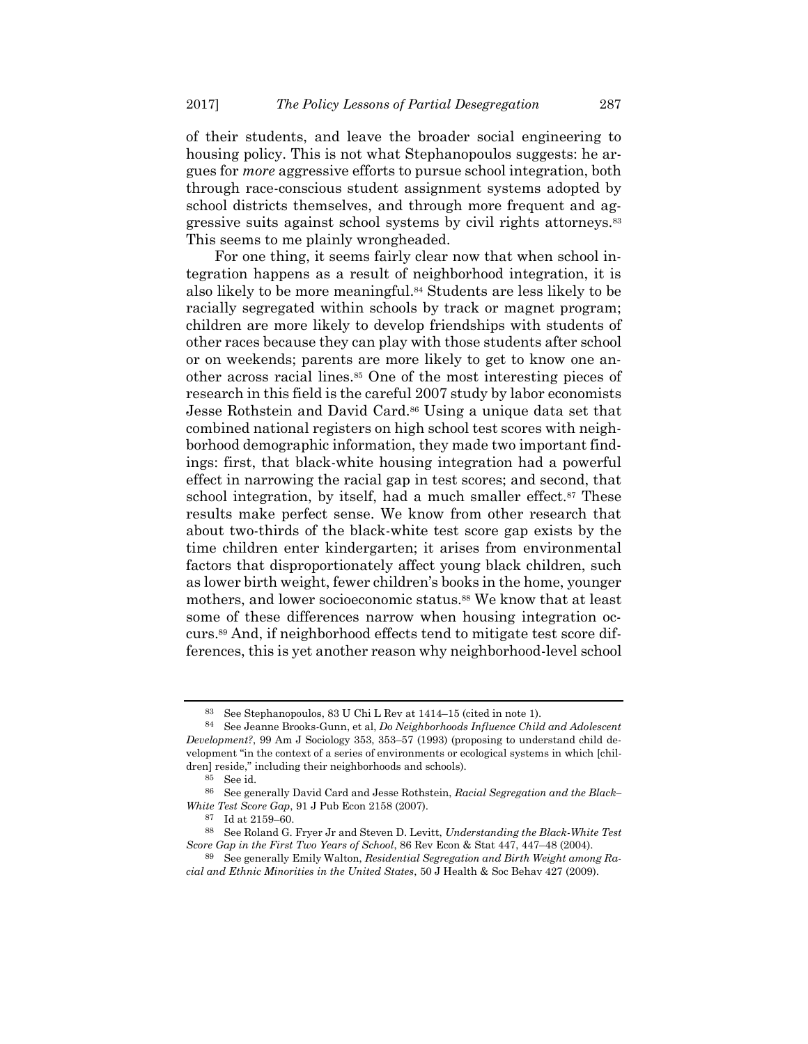of their students, and leave the broader social engineering to housing policy. This is not what Stephanopoulos suggests: he argues for *more* aggressive efforts to pursue school integration, both through race-conscious student assignment systems adopted by school districts themselves, and through more frequent and aggressive suits against school systems by civil rights attorneys.[83] This seems to me plainly wrongheaded.

For one thing, it seems fairly clear now that when school integration happens as a result of neighborhood integration, it is also likely to be more meaningful.[84] Students are less likely to be racially segregated within schools by track or magnet program; children are more likely to develop friendships with students of other races because they can play with those students after school or on weekends; parents are more likely to get to know one another across racial lines.[85] One of the most interesting pieces of research in this field is the careful 2007 study by labor economists Jesse Rothstein and David Card.[86] Using a unique data set that combined national registers on high school test scores with neighborhood demographic information, they made two important findings: first, that black-white housing integration had a powerful effect in narrowing the racial gap in test scores; and second, that school integration, by itself, had a much smaller effect.[87] These results make perfect sense. We know from other research that about two-thirds of the black-white test score gap exists by the time children enter kindergarten; it arises from environmental factors that disproportionately affect young black children, such as lower birth weight, fewer children's books in the home, younger mothers, and lower socioeconomic status.[88] We know that at least some of these differences narrow when housing integration occurs.[89] And, if neighborhood effects tend to mitigate test score differences, this is yet another reason why neighborhood-level school

---

[83] See Stephanopoulos, 83 U Chi L Rev at 1414–15 (cited in note 1).

[84] See Jeanne Brooks-Gunn, et al, *Do Neighborhoods Influence Child and Adolescent Development?*, 99 Am J Sociology 353, 353–57 (1993) (proposing to understand child development "in the context of a series of environments or ecological systems in which [children] reside," including their neighborhoods and schools).

[85] See id.

[86] See generally David Card and Jesse Rothstein, *Racial Segregation and the Black–White Test Score Gap*, 91 J Pub Econ 2158 (2007).

[87] Id at 2159–60.

[88] See Roland G. Fryer Jr and Steven D. Levitt, *Understanding the Black-White Test Score Gap in the First Two Years of School*, 86 Rev Econ & Stat 447, 447–48 (2004).

[89] See generally Emily Walton, *Residential Segregation and Birth Weight among Racial and Ethnic Minorities in the United States*, 50 J Health & Soc Behav 427 (2009).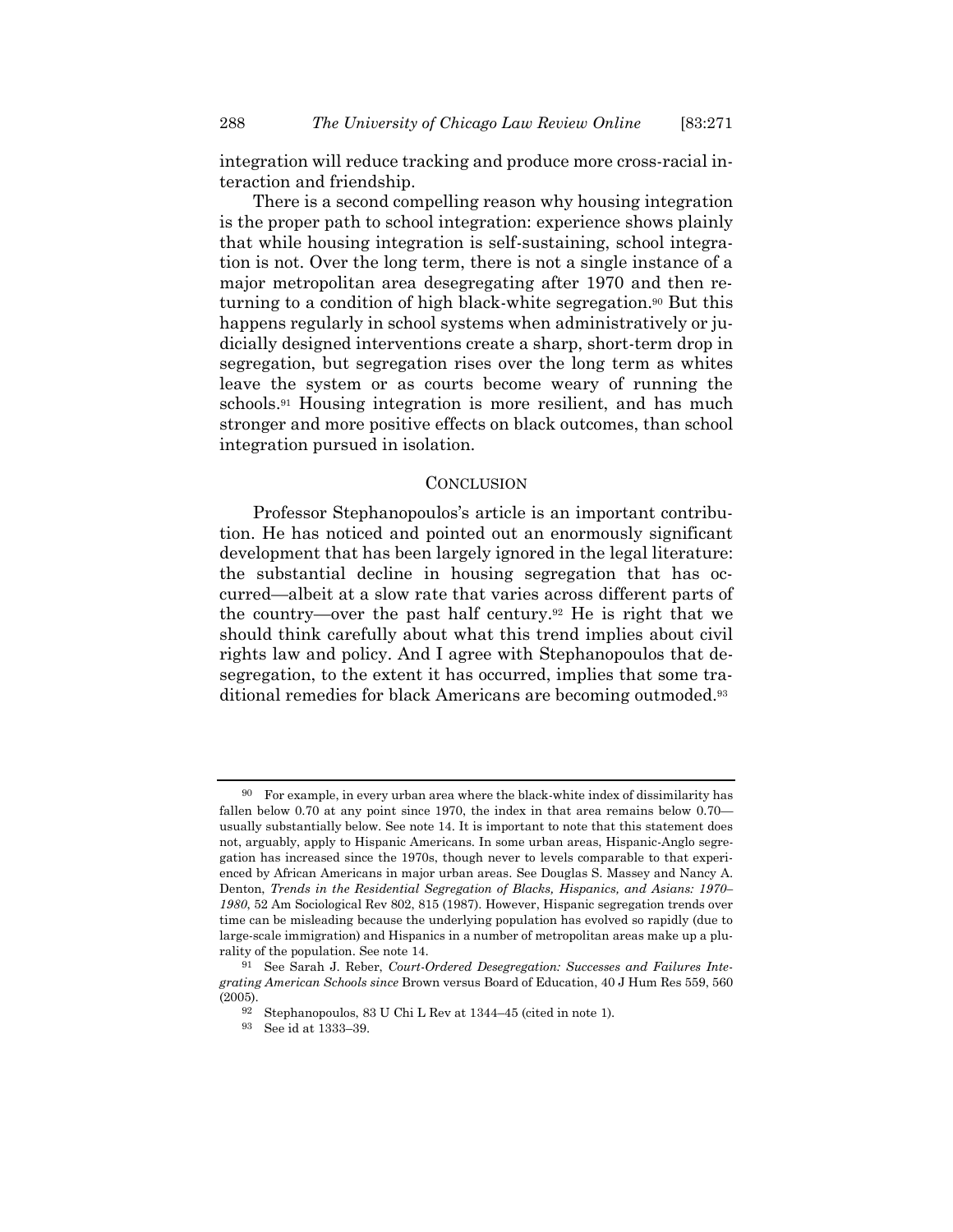integration will reduce tracking and produce more cross-racial interaction and friendship.

There is a second compelling reason why housing integration is the proper path to school integration: experience shows plainly that while housing integration is self-sustaining, school integration is not. Over the long term, there is not a single instance of a major metropolitan area desegregating after 1970 and then returning to a condition of high black-white segregation.[90] But this happens regularly in school systems when administratively or judicially designed interventions create a sharp, short-term drop in segregation, but segregation rises over the long term as whites leave the system or as courts become weary of running the schools.[91] Housing integration is more resilient, and has much stronger and more positive effects on black outcomes, than school integration pursued in isolation.

## CONCLUSION

Professor Stephanopoulos's article is an important contribution. He has noticed and pointed out an enormously significant development that has been largely ignored in the legal literature: the substantial decline in housing segregation that has occurred—albeit at a slow rate that varies across different parts of the country—over the past half century.[92] He is right that we should think carefully about what this trend implies about civil rights law and policy. And I agree with Stephanopoulos that desegregation, to the extent it has occurred, implies that some traditional remedies for black Americans are becoming outmoded.[93]

---

[90] For example, in every urban area where the black-white index of dissimilarity has fallen below 0.70 at any point since 1970, the index in that area remains below 0.70—usually substantially below. See note 14. It is important to note that this statement does not, arguably, apply to Hispanic Americans. In some urban areas, Hispanic-Anglo segregation has increased since the 1970s, though never to levels comparable to that experienced by African Americans in major urban areas. See Douglas S. Massey and Nancy A. Denton, *Trends in the Residential Segregation of Blacks, Hispanics, and Asians: 1970–1980*, 52 Am Sociological Rev 802, 815 (1987). However, Hispanic segregation trends over time can be misleading because the underlying population has evolved so rapidly (due to large-scale immigration) and Hispanics in a number of metropolitan areas make up a plurality of the population. See note 14.

[91] See Sarah J. Reber, *Court-Ordered Desegregation: Successes and Failures Integrating American Schools since* Brown versus Board of Education, 40 J Hum Res 559, 560 (2005).

[92] Stephanopoulos, 83 U Chi L Rev at 1344–45 (cited in note 1).

[93] See id at 1333–39.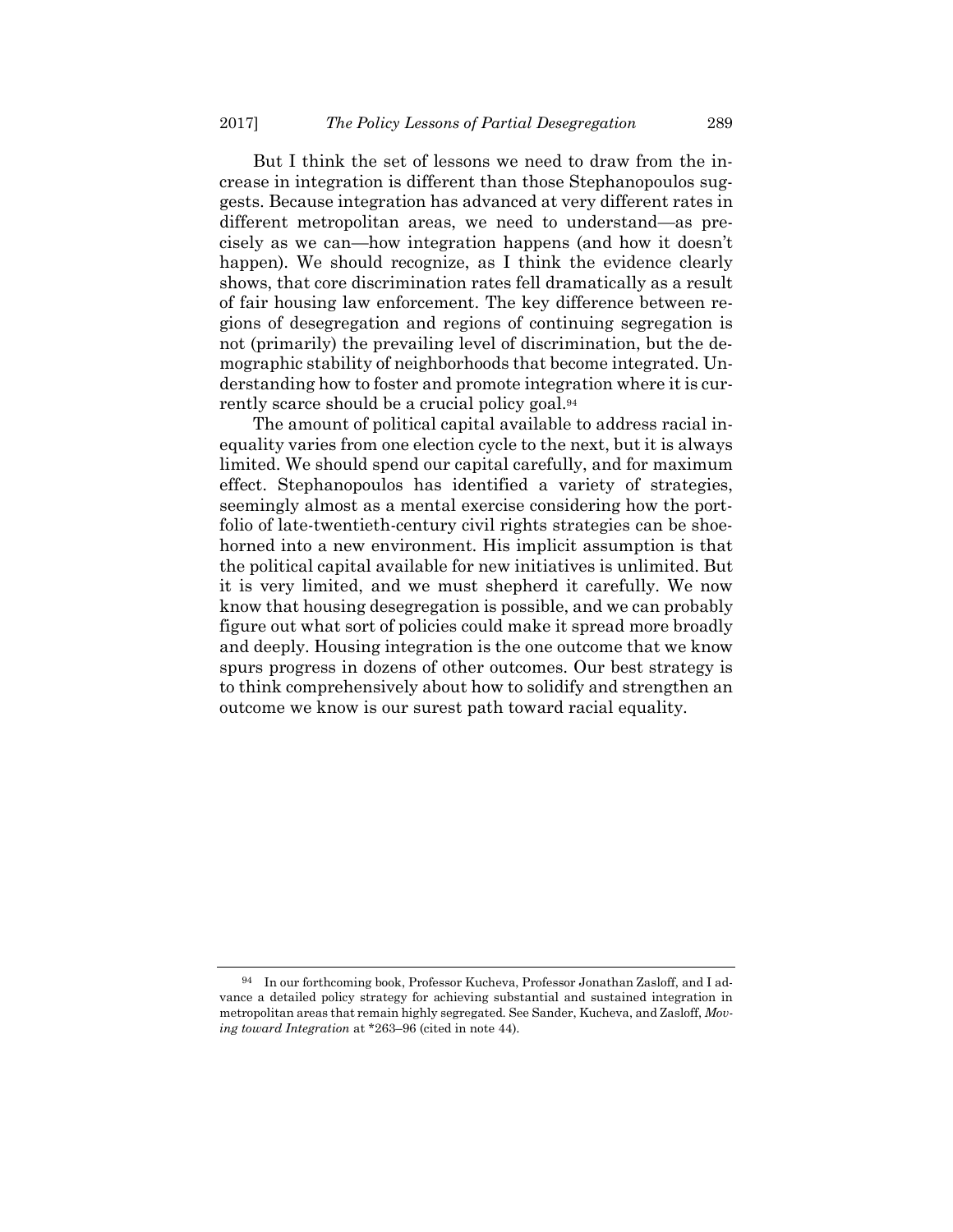But I think the set of lessons we need to draw from the increase in integration is different than those Stephanopoulos suggests. Because integration has advanced at very different rates in different metropolitan areas, we need to understand—as precisely as we can—how integration happens (and how it doesn't happen). We should recognize, as I think the evidence clearly shows, that core discrimination rates fell dramatically as a result of fair housing law enforcement. The key difference between regions of desegregation and regions of continuing segregation is not (primarily) the prevailing level of discrimination, but the demographic stability of neighborhoods that become integrated. Understanding how to foster and promote integration where it is currently scarce should be a crucial policy goal.[94]

The amount of political capital available to address racial inequality varies from one election cycle to the next, but it is always limited. We should spend our capital carefully, and for maximum effect. Stephanopoulos has identified a variety of strategies, seemingly almost as a mental exercise considering how the portfolio of late-twentieth-century civil rights strategies can be shoehorned into a new environment. His implicit assumption is that the political capital available for new initiatives is unlimited. But it is very limited, and we must shepherd it carefully. We now know that housing desegregation is possible, and we can probably figure out what sort of policies could make it spread more broadly and deeply. Housing integration is the one outcome that we know spurs progress in dozens of other outcomes. Our best strategy is to think comprehensively about how to solidify and strengthen an outcome we know is our surest path toward racial equality.

---

[94] In our forthcoming book, Professor Kucheva, Professor Jonathan Zasloff, and I advance a detailed policy strategy for achieving substantial and sustained integration in metropolitan areas that remain highly segregated. See Sander, Kucheva, and Zasloff, *Moving toward Integration* at *263–96 (cited in note 44).